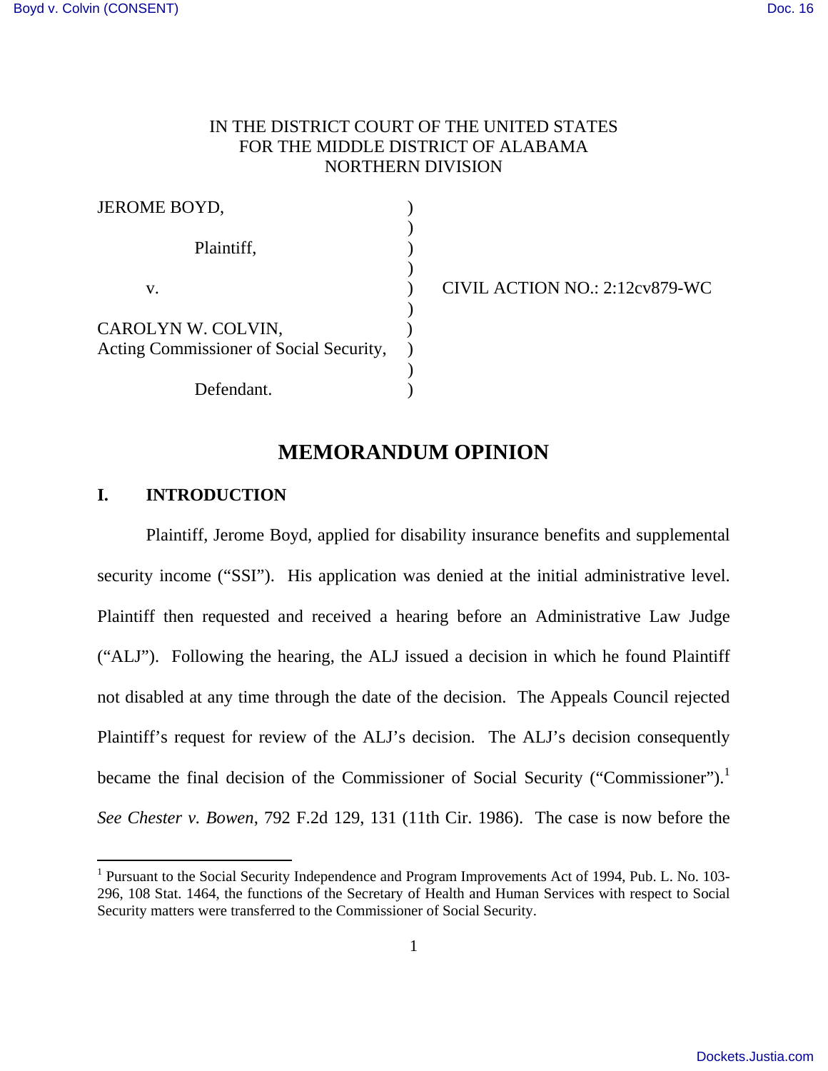IN THE DISTRICT COURT OF THE UNITED STATES
FOR THE MIDDLE DISTRICT OF ALABAMA
NORTHERN DIVISION

| | | |
|---|---|---|
| JEROME BOYD, | ) | |
| | ) | |
| Plaintiff, | ) | |
| | ) | |
| v. | ) | CIVIL ACTION NO.: 2:12cv879-WC |
| | ) | |
| CAROLYN W. COLVIN, | ) | |
| Acting Commissioner of Social Security, | ) | |
| | ) | |
| Defendant. | ) | |

# MEMORANDUM OPINION

## I. INTRODUCTION

Plaintiff, Jerome Boyd, applied for disability insurance benefits and supplemental security income ("SSI"). His application was denied at the initial administrative level. Plaintiff then requested and received a hearing before an Administrative Law Judge ("ALJ"). Following the hearing, the ALJ issued a decision in which he found Plaintiff not disabled at any time through the date of the decision. The Appeals Council rejected Plaintiff's request for review of the ALJ's decision. The ALJ's decision consequently became the final decision of the Commissioner of Social Security ("Commissioner").[1] *See Chester v. Bowen*, 792 F.2d 129, 131 (11th Cir. 1986). The case is now before the

[1] Pursuant to the Social Security Independence and Program Improvements Act of 1994, Pub. L. No. 103-296, 108 Stat. 1464, the functions of the Secretary of Health and Human Services with respect to Social Security matters were transferred to the Commissioner of Social Security.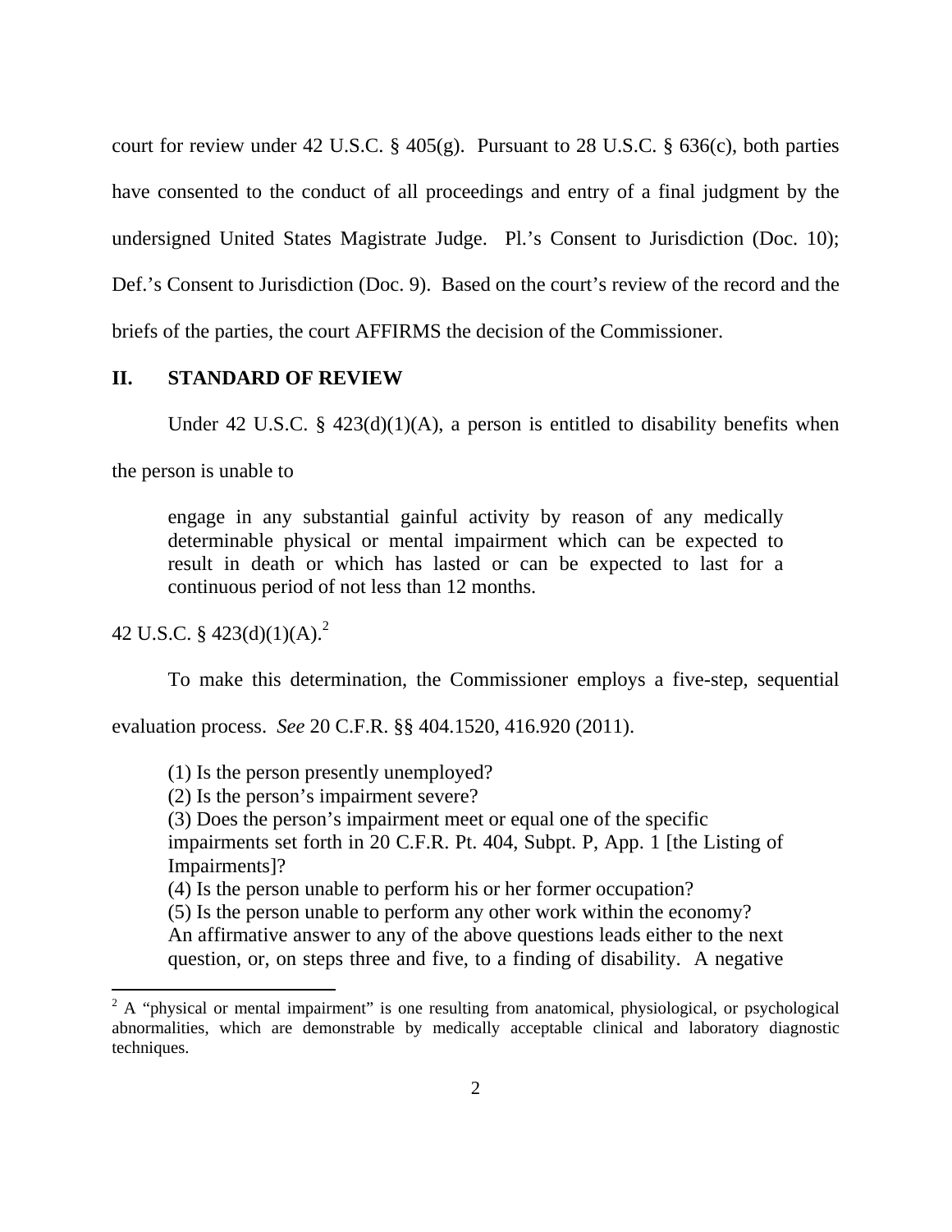court for review under 42 U.S.C. § 405(g). Pursuant to 28 U.S.C. § 636(c), both parties have consented to the conduct of all proceedings and entry of a final judgment by the undersigned United States Magistrate Judge. Pl.'s Consent to Jurisdiction (Doc. 10); Def.'s Consent to Jurisdiction (Doc. 9). Based on the court's review of the record and the briefs of the parties, the court AFFIRMS the decision of the Commissioner.

## II. STANDARD OF REVIEW

Under 42 U.S.C. § 423(d)(1)(A), a person is entitled to disability benefits when the person is unable to

> engage in any substantial gainful activity by reason of any medically determinable physical or mental impairment which can be expected to result in death or which has lasted or can be expected to last for a continuous period of not less than 12 months.

42 U.S.C. § 423(d)(1)(A).[2]

To make this determination, the Commissioner employs a five-step, sequential evaluation process. *See* 20 C.F.R. §§ 404.1520, 416.920 (2011).

> (1) Is the person presently unemployed?
> (2) Is the person's impairment severe?
> (3) Does the person's impairment meet or equal one of the specific impairments set forth in 20 C.F.R. Pt. 404, Subpt. P, App. 1 [the Listing of Impairments]?
> (4) Is the person unable to perform his or her former occupation?
> (5) Is the person unable to perform any other work within the economy?
> An affirmative answer to any of the above questions leads either to the next question, or, on steps three and five, to a finding of disability. A negative

[2] A "physical or mental impairment" is one resulting from anatomical, physiological, or psychological abnormalities, which are demonstrable by medically acceptable clinical and laboratory diagnostic techniques.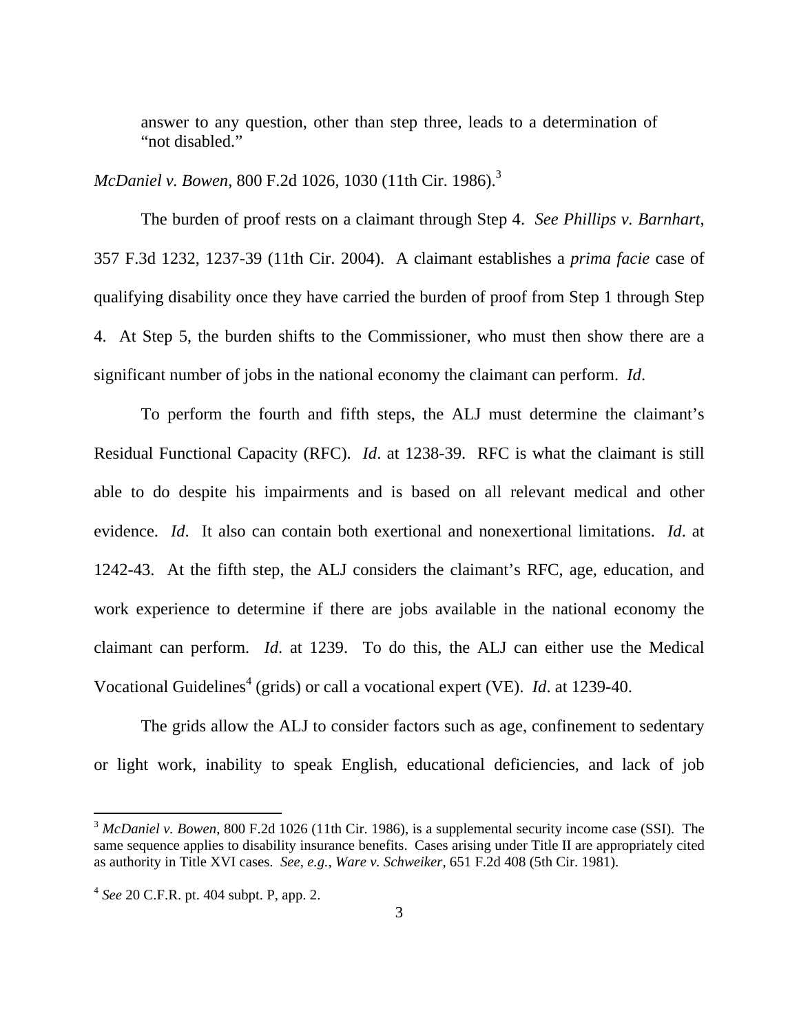answer to any question, other than step three, leads to a determination of "not disabled."

*McDaniel v. Bowen*, 800 F.2d 1026, 1030 (11th Cir. 1986).[3]

The burden of proof rests on a claimant through Step 4. *See Phillips v. Barnhart*, 357 F.3d 1232, 1237-39 (11th Cir. 2004). A claimant establishes a *prima facie* case of qualifying disability once they have carried the burden of proof from Step 1 through Step 4. At Step 5, the burden shifts to the Commissioner, who must then show there are a significant number of jobs in the national economy the claimant can perform. *Id*.

To perform the fourth and fifth steps, the ALJ must determine the claimant's Residual Functional Capacity (RFC). *Id*. at 1238-39. RFC is what the claimant is still able to do despite his impairments and is based on all relevant medical and other evidence. *Id*. It also can contain both exertional and nonexertional limitations. *Id*. at 1242-43. At the fifth step, the ALJ considers the claimant's RFC, age, education, and work experience to determine if there are jobs available in the national economy the claimant can perform. *Id*. at 1239. To do this, the ALJ can either use the Medical Vocational Guidelines[4] (grids) or call a vocational expert (VE). *Id*. at 1239-40.

The grids allow the ALJ to consider factors such as age, confinement to sedentary or light work, inability to speak English, educational deficiencies, and lack of job

---

[3] *McDaniel v. Bowen*, 800 F.2d 1026 (11th Cir. 1986), is a supplemental security income case (SSI). The same sequence applies to disability insurance benefits. Cases arising under Title II are appropriately cited as authority in Title XVI cases. *See, e.g.*, *Ware v. Schweiker*, 651 F.2d 408 (5th Cir. 1981).

[4] *See* 20 C.F.R. pt. 404 subpt. P, app. 2.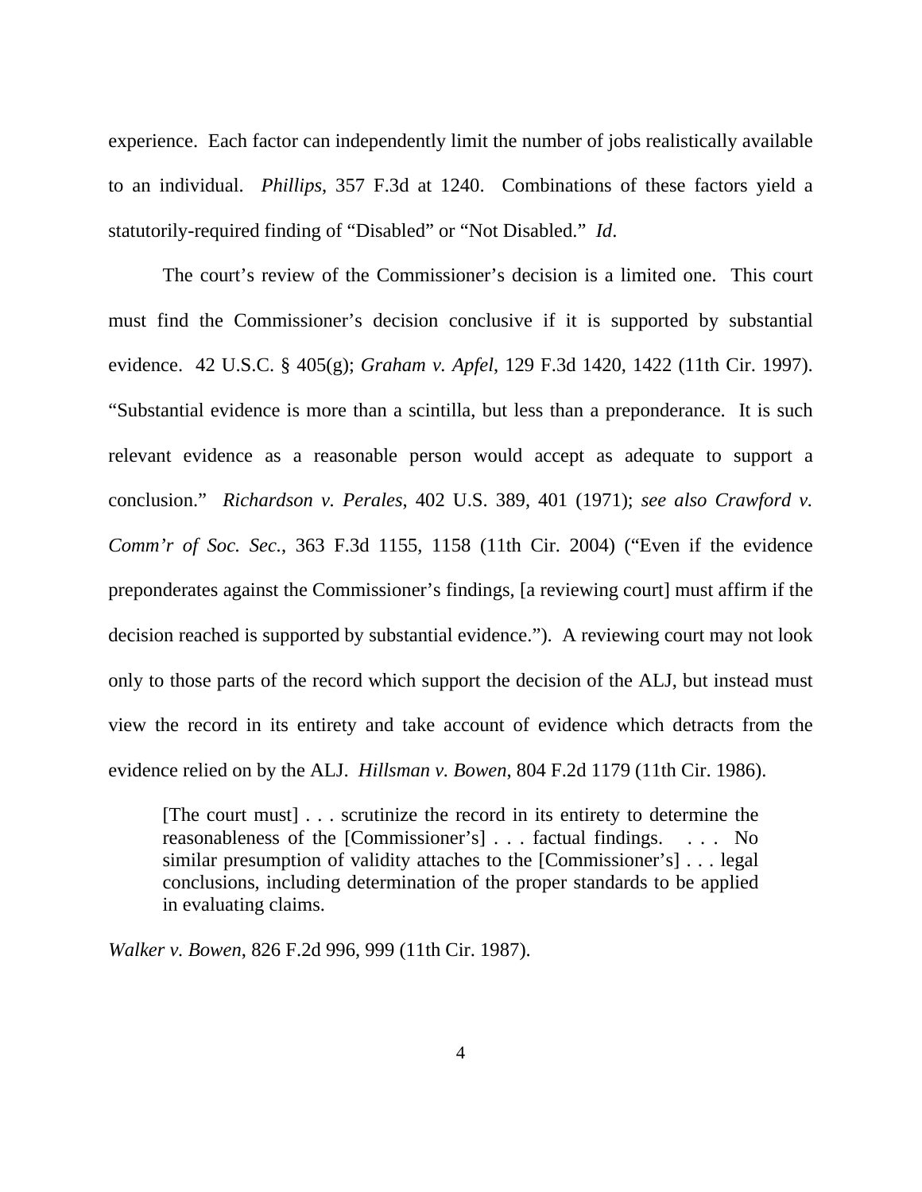experience. Each factor can independently limit the number of jobs realistically available to an individual. *Phillips*, 357 F.3d at 1240. Combinations of these factors yield a statutorily-required finding of "Disabled" or "Not Disabled." *Id*.

The court's review of the Commissioner's decision is a limited one. This court must find the Commissioner's decision conclusive if it is supported by substantial evidence. 42 U.S.C. § 405(g); *Graham v. Apfel*, 129 F.3d 1420, 1422 (11th Cir. 1997). "Substantial evidence is more than a scintilla, but less than a preponderance. It is such relevant evidence as a reasonable person would accept as adequate to support a conclusion." *Richardson v. Perales*, 402 U.S. 389, 401 (1971); *see also Crawford v. Comm'r of Soc. Sec.*, 363 F.3d 1155, 1158 (11th Cir. 2004) ("Even if the evidence preponderates against the Commissioner's findings, [a reviewing court] must affirm if the decision reached is supported by substantial evidence."). A reviewing court may not look only to those parts of the record which support the decision of the ALJ, but instead must view the record in its entirety and take account of evidence which detracts from the evidence relied on by the ALJ. *Hillsman v. Bowen*, 804 F.2d 1179 (11th Cir. 1986).

> [The court must] . . . scrutinize the record in its entirety to determine the reasonableness of the [Commissioner's] . . . factual findings. . . . No similar presumption of validity attaches to the [Commissioner's] . . . legal conclusions, including determination of the proper standards to be applied in evaluating claims.

*Walker v. Bowen*, 826 F.2d 996, 999 (11th Cir. 1987).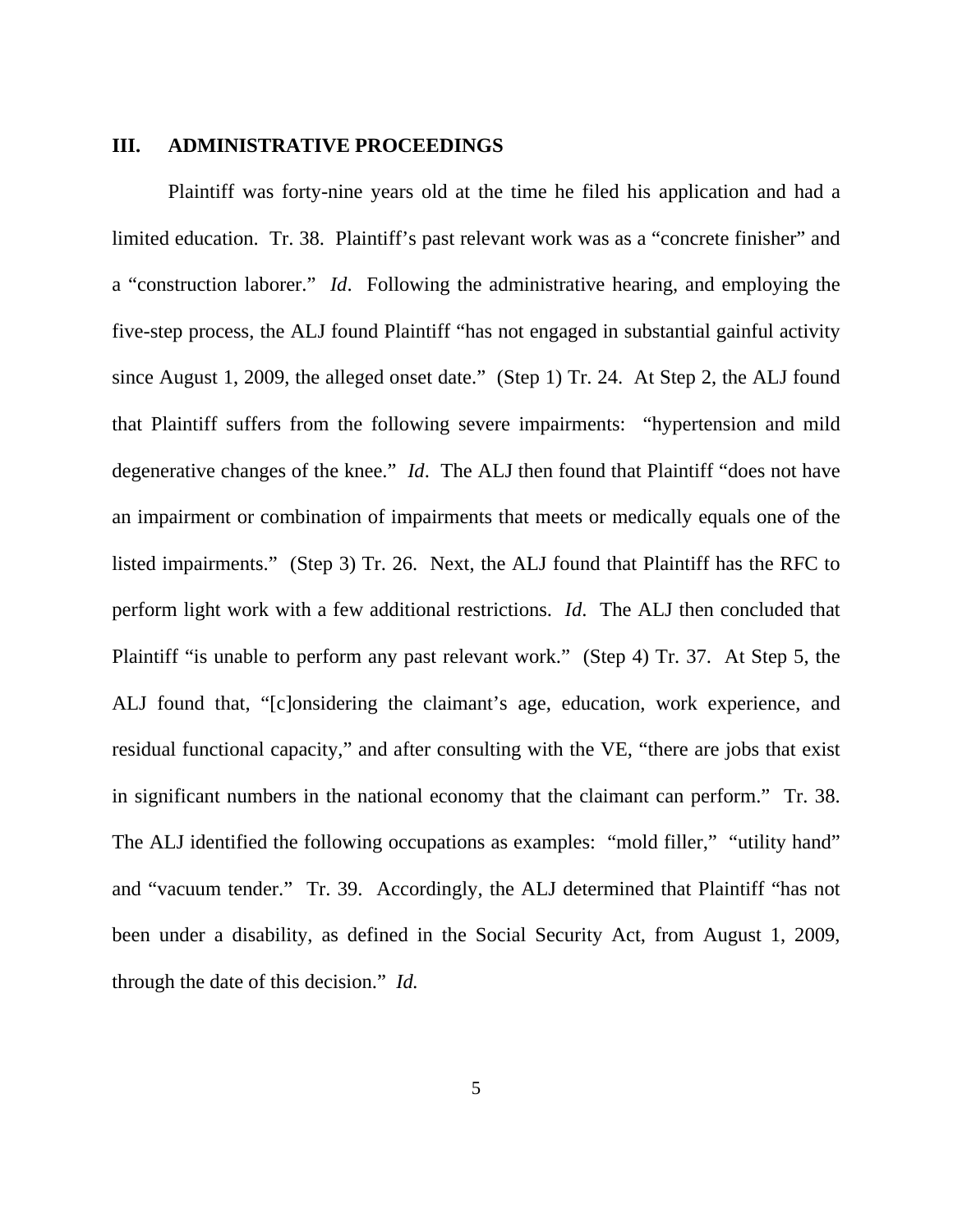## III. ADMINISTRATIVE PROCEEDINGS

Plaintiff was forty-nine years old at the time he filed his application and had a limited education. Tr. 38. Plaintiff's past relevant work was as a "concrete finisher" and a "construction laborer." *Id*. Following the administrative hearing, and employing the five-step process, the ALJ found Plaintiff "has not engaged in substantial gainful activity since August 1, 2009, the alleged onset date." (Step 1) Tr. 24. At Step 2, the ALJ found that Plaintiff suffers from the following severe impairments: "hypertension and mild degenerative changes of the knee." *Id*. The ALJ then found that Plaintiff "does not have an impairment or combination of impairments that meets or medically equals one of the listed impairments." (Step 3) Tr. 26. Next, the ALJ found that Plaintiff has the RFC to perform light work with a few additional restrictions. *Id*. The ALJ then concluded that Plaintiff "is unable to perform any past relevant work." (Step 4) Tr. 37. At Step 5, the ALJ found that, "[c]onsidering the claimant's age, education, work experience, and residual functional capacity," and after consulting with the VE, "there are jobs that exist in significant numbers in the national economy that the claimant can perform." Tr. 38. The ALJ identified the following occupations as examples: "mold filler," "utility hand" and "vacuum tender." Tr. 39. Accordingly, the ALJ determined that Plaintiff "has not been under a disability, as defined in the Social Security Act, from August 1, 2009, through the date of this decision." *Id.*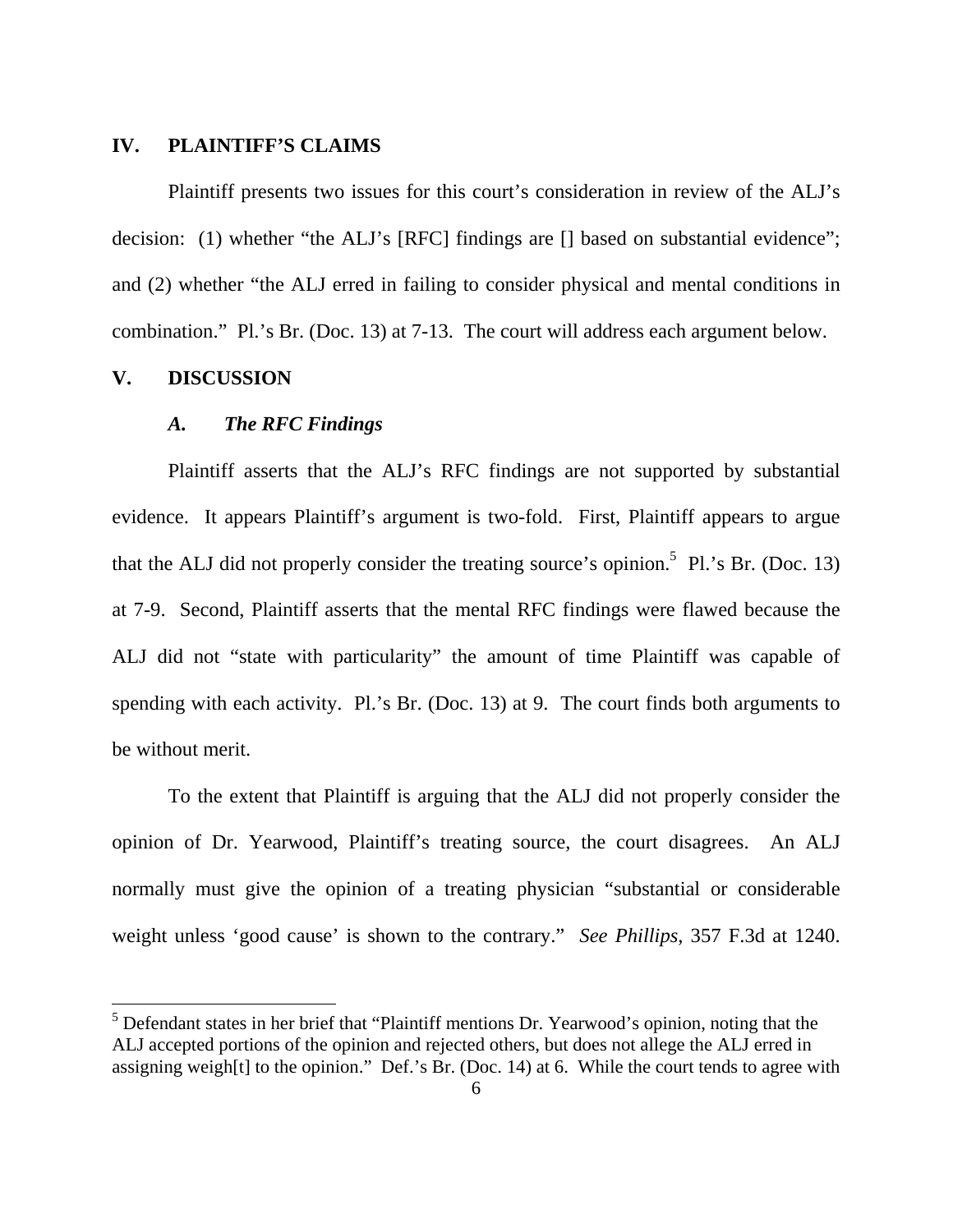## IV. PLAINTIFF'S CLAIMS

Plaintiff presents two issues for this court's consideration in review of the ALJ's decision: (1) whether "the ALJ's [RFC] findings are [] based on substantial evidence"; and (2) whether "the ALJ erred in failing to consider physical and mental conditions in combination." Pl.'s Br. (Doc. 13) at 7-13. The court will address each argument below.

## V. DISCUSSION

### *A. The RFC Findings*

Plaintiff asserts that the ALJ's RFC findings are not supported by substantial evidence. It appears Plaintiff's argument is two-fold. First, Plaintiff appears to argue that the ALJ did not properly consider the treating source's opinion.[5] Pl.'s Br. (Doc. 13) at 7-9. Second, Plaintiff asserts that the mental RFC findings were flawed because the ALJ did not "state with particularity" the amount of time Plaintiff was capable of spending with each activity. Pl.'s Br. (Doc. 13) at 9. The court finds both arguments to be without merit.

To the extent that Plaintiff is arguing that the ALJ did not properly consider the opinion of Dr. Yearwood, Plaintiff's treating source, the court disagrees. An ALJ normally must give the opinion of a treating physician "substantial or considerable weight unless 'good cause' is shown to the contrary." *See Phillips*, 357 F.3d at 1240.

[5] Defendant states in her brief that "Plaintiff mentions Dr. Yearwood's opinion, noting that the ALJ accepted portions of the opinion and rejected others, but does not allege the ALJ erred in assigning weigh[t] to the opinion." Def.'s Br. (Doc. 14) at 6. While the court tends to agree with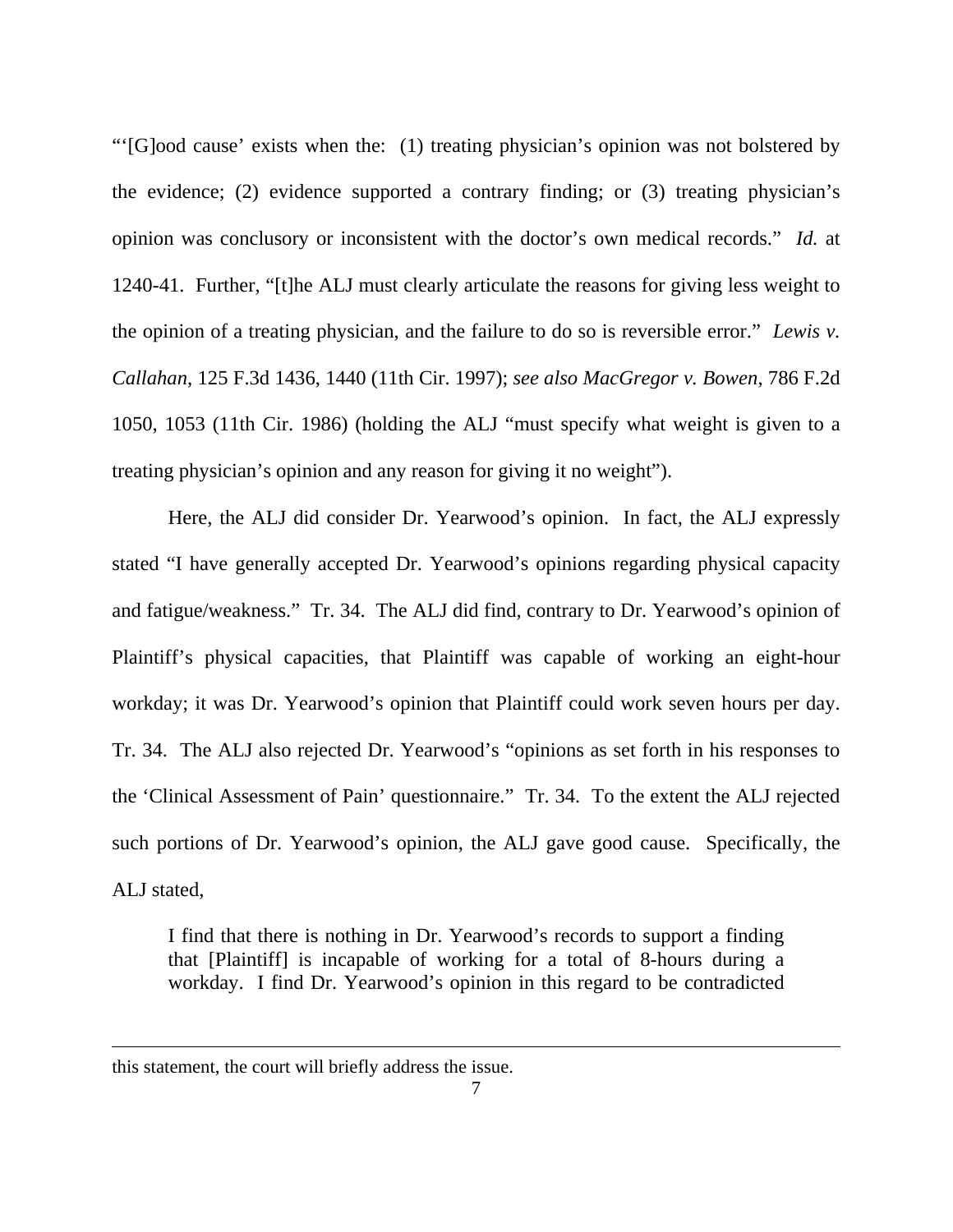"'[G]ood cause' exists when the: (1) treating physician's opinion was not bolstered by the evidence; (2) evidence supported a contrary finding; or (3) treating physician's opinion was conclusory or inconsistent with the doctor's own medical records." *Id.* at 1240-41. Further, "[t]he ALJ must clearly articulate the reasons for giving less weight to the opinion of a treating physician, and the failure to do so is reversible error." *Lewis v. Callahan*, 125 F.3d 1436, 1440 (11th Cir. 1997); *see also MacGregor v. Bowen*, 786 F.2d 1050, 1053 (11th Cir. 1986) (holding the ALJ "must specify what weight is given to a treating physician's opinion and any reason for giving it no weight").

Here, the ALJ did consider Dr. Yearwood's opinion. In fact, the ALJ expressly stated "I have generally accepted Dr. Yearwood's opinions regarding physical capacity and fatigue/weakness." Tr. 34. The ALJ did find, contrary to Dr. Yearwood's opinion of Plaintiff's physical capacities, that Plaintiff was capable of working an eight-hour workday; it was Dr. Yearwood's opinion that Plaintiff could work seven hours per day. Tr. 34. The ALJ also rejected Dr. Yearwood's "opinions as set forth in his responses to the 'Clinical Assessment of Pain' questionnaire." Tr. 34. To the extent the ALJ rejected such portions of Dr. Yearwood's opinion, the ALJ gave good cause. Specifically, the ALJ stated,

> I find that there is nothing in Dr. Yearwood's records to support a finding that [Plaintiff] is incapable of working for a total of 8-hours during a workday. I find Dr. Yearwood's opinion in this regard to be contradicted

---

this statement, the court will briefly address the issue.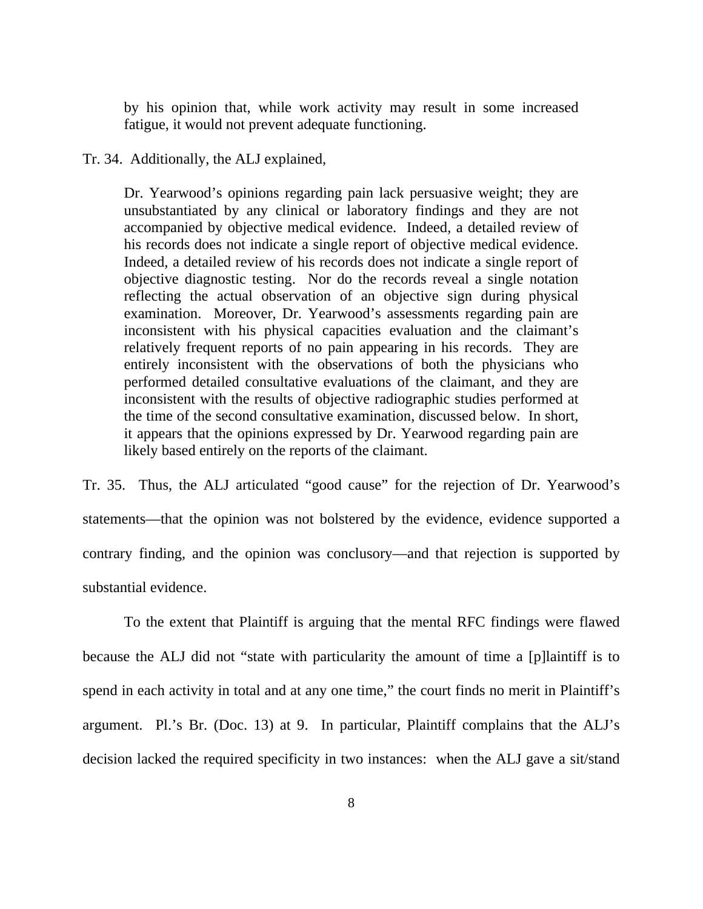> by his opinion that, while work activity may result in some increased fatigue, it would not prevent adequate functioning.

Tr. 34. Additionally, the ALJ explained,

> Dr. Yearwood's opinions regarding pain lack persuasive weight; they are unsubstantiated by any clinical or laboratory findings and they are not accompanied by objective medical evidence. Indeed, a detailed review of his records does not indicate a single report of objective medical evidence. Indeed, a detailed review of his records does not indicate a single report of objective diagnostic testing. Nor do the records reveal a single notation reflecting the actual observation of an objective sign during physical examination. Moreover, Dr. Yearwood's assessments regarding pain are inconsistent with his physical capacities evaluation and the claimant's relatively frequent reports of no pain appearing in his records. They are entirely inconsistent with the observations of both the physicians who performed detailed consultative evaluations of the claimant, and they are inconsistent with the results of objective radiographic studies performed at the time of the second consultative examination, discussed below. In short, it appears that the opinions expressed by Dr. Yearwood regarding pain are likely based entirely on the reports of the claimant.

Tr. 35. Thus, the ALJ articulated "good cause" for the rejection of Dr. Yearwood's statements—that the opinion was not bolstered by the evidence, evidence supported a contrary finding, and the opinion was conclusory—and that rejection is supported by substantial evidence.

To the extent that Plaintiff is arguing that the mental RFC findings were flawed because the ALJ did not "state with particularity the amount of time a [p]laintiff is to spend in each activity in total and at any one time," the court finds no merit in Plaintiff's argument. Pl.'s Br. (Doc. 13) at 9. In particular, Plaintiff complains that the ALJ's decision lacked the required specificity in two instances: when the ALJ gave a sit/stand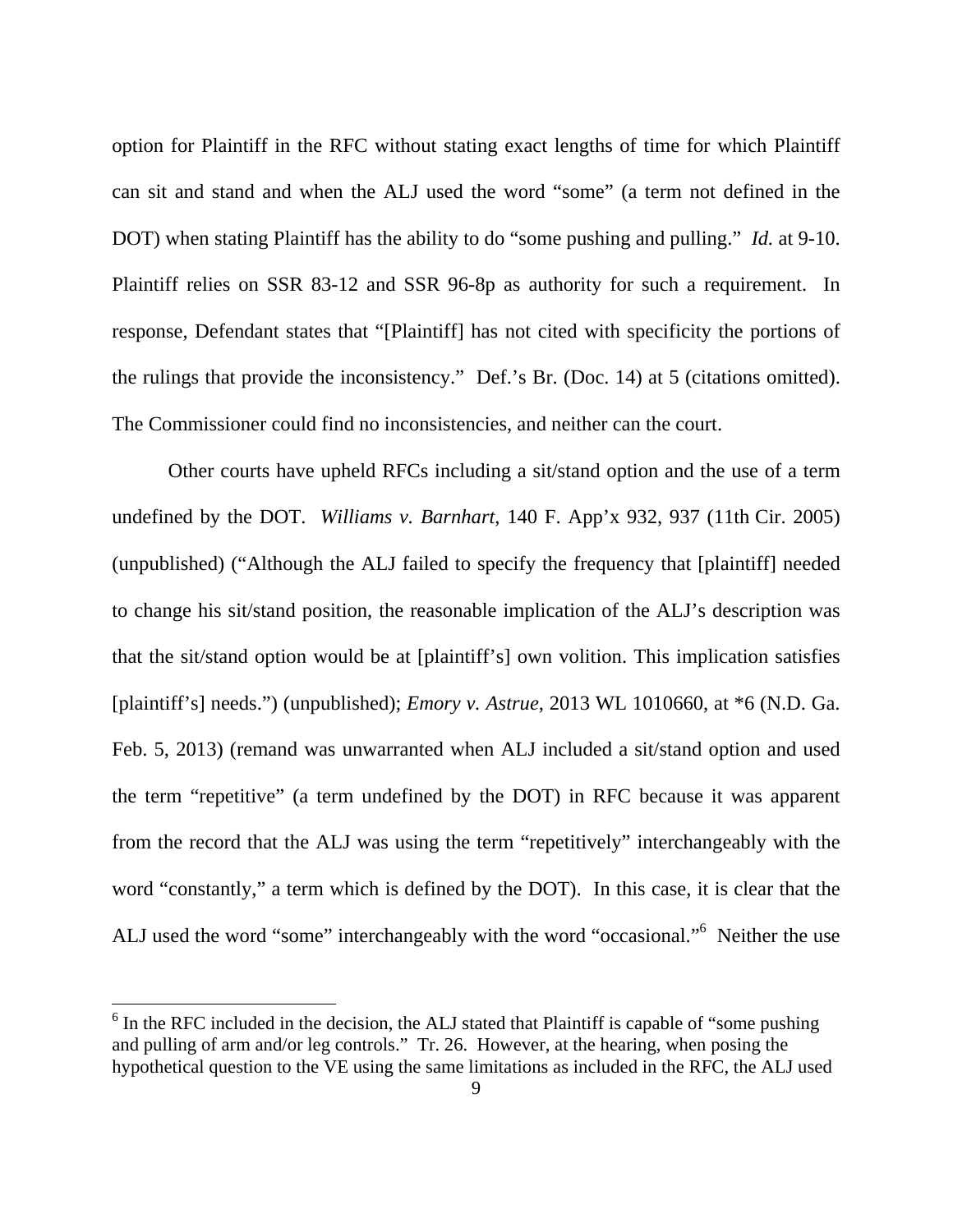option for Plaintiff in the RFC without stating exact lengths of time for which Plaintiff can sit and stand and when the ALJ used the word "some" (a term not defined in the DOT) when stating Plaintiff has the ability to do "some pushing and pulling." *Id.* at 9-10. Plaintiff relies on SSR 83-12 and SSR 96-8p as authority for such a requirement. In response, Defendant states that "[Plaintiff] has not cited with specificity the portions of the rulings that provide the inconsistency." Def.'s Br. (Doc. 14) at 5 (citations omitted). The Commissioner could find no inconsistencies, and neither can the court.

Other courts have upheld RFCs including a sit/stand option and the use of a term undefined by the DOT. *Williams v. Barnhart*, 140 F. App'x 932, 937 (11th Cir. 2005) (unpublished) ("Although the ALJ failed to specify the frequency that [plaintiff] needed to change his sit/stand position, the reasonable implication of the ALJ's description was that the sit/stand option would be at [plaintiff's] own volition. This implication satisfies [plaintiff's] needs.") (unpublished); *Emory v. Astrue*, 2013 WL 1010660, at *6 (N.D. Ga. Feb. 5, 2013) (remand was unwarranted when ALJ included a sit/stand option and used the term "repetitive" (a term undefined by the DOT) in RFC because it was apparent from the record that the ALJ was using the term "repetitively" interchangeably with the word "constantly," a term which is defined by the DOT). In this case, it is clear that the ALJ used the word "some" interchangeably with the word "occasional."[6] Neither the use

[6] In the RFC included in the decision, the ALJ stated that Plaintiff is capable of "some pushing and pulling of arm and/or leg controls." Tr. 26. However, at the hearing, when posing the hypothetical question to the VE using the same limitations as included in the RFC, the ALJ used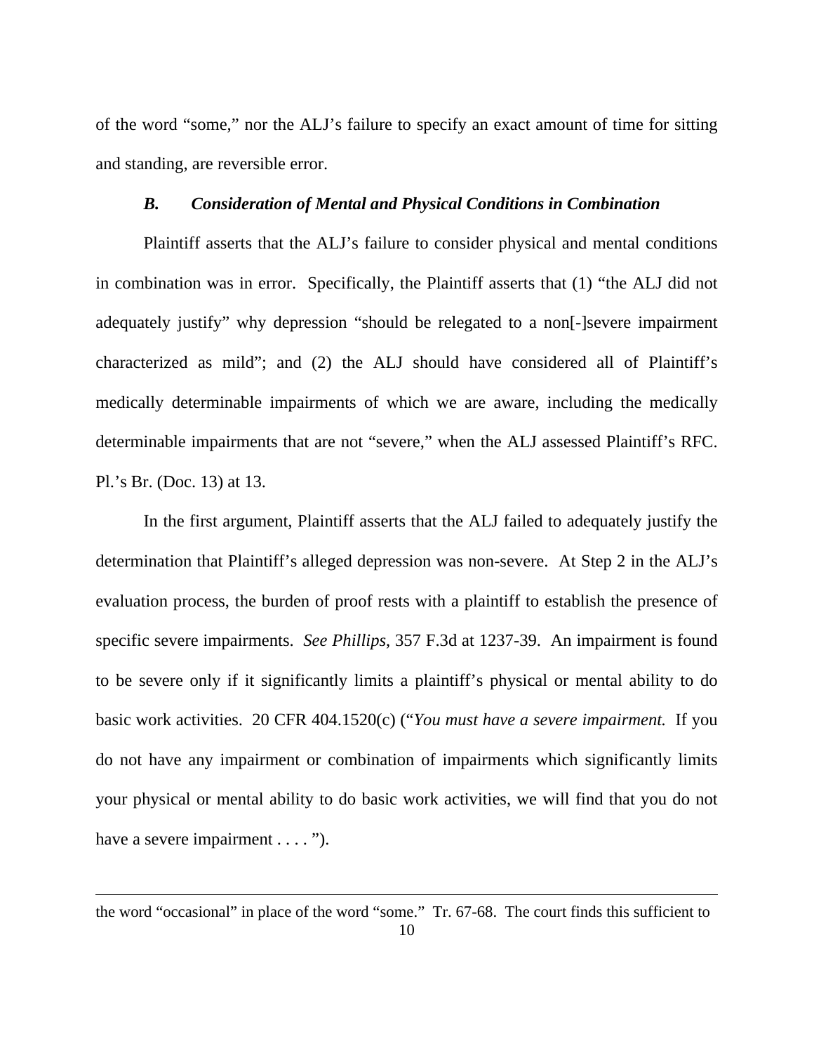of the word “some,” nor the ALJ’s failure to specify an exact amount of time for sitting and standing, are reversible error.

### *B. Consideration of Mental and Physical Conditions in Combination*

Plaintiff asserts that the ALJ’s failure to consider physical and mental conditions in combination was in error. Specifically, the Plaintiff asserts that (1) “the ALJ did not adequately justify” why depression “should be relegated to a non[-]severe impairment characterized as mild”; and (2) the ALJ should have considered all of Plaintiff’s medically determinable impairments of which we are aware, including the medically determinable impairments that are not “severe,” when the ALJ assessed Plaintiff’s RFC. Pl.’s Br. (Doc. 13) at 13.

In the first argument, Plaintiff asserts that the ALJ failed to adequately justify the determination that Plaintiff’s alleged depression was non-severe. At Step 2 in the ALJ’s evaluation process, the burden of proof rests with a plaintiff to establish the presence of specific severe impairments. *See Phillips*, 357 F.3d at 1237-39. An impairment is found to be severe only if it significantly limits a plaintiff’s physical or mental ability to do basic work activities. 20 CFR 404.1520(c) (“*You must have a severe impairment.* If you do not have any impairment or combination of impairments which significantly limits your physical or mental ability to do basic work activities, we will find that you do not have a severe impairment . . . . ”).

---

the word “occasional” in place of the word “some.” Tr. 67-68. The court finds this sufficient to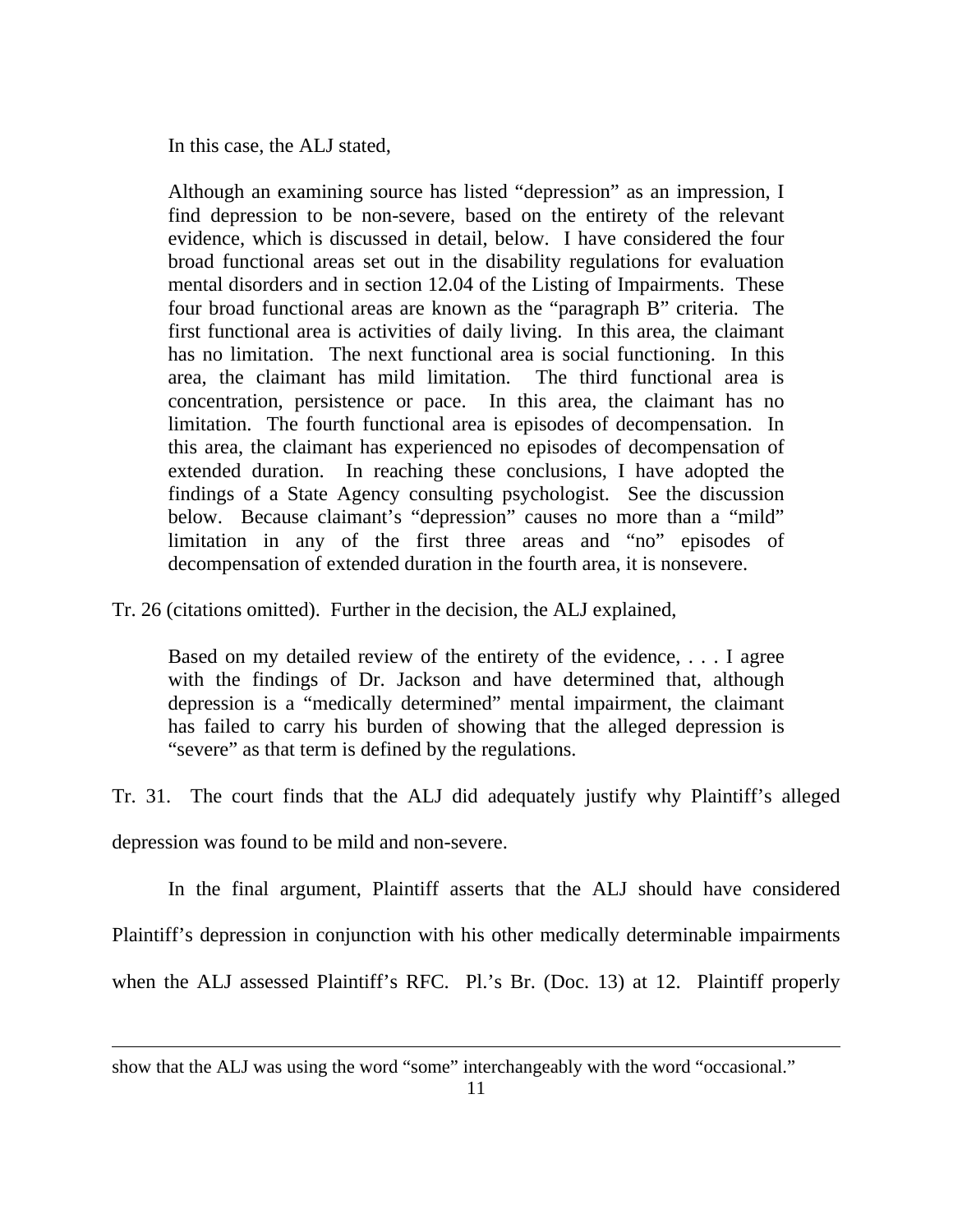In this case, the ALJ stated,

> Although an examining source has listed "depression" as an impression, I find depression to be non-severe, based on the entirety of the relevant evidence, which is discussed in detail, below. I have considered the four broad functional areas set out in the disability regulations for evaluation mental disorders and in section 12.04 of the Listing of Impairments. These four broad functional areas are known as the "paragraph B" criteria. The first functional area is activities of daily living. In this area, the claimant has no limitation. The next functional area is social functioning. In this area, the claimant has mild limitation. The third functional area is concentration, persistence or pace. In this area, the claimant has no limitation. The fourth functional area is episodes of decompensation. In this area, the claimant has experienced no episodes of decompensation of extended duration. In reaching these conclusions, I have adopted the findings of a State Agency consulting psychologist. See the discussion below. Because claimant's "depression" causes no more than a "mild" limitation in any of the first three areas and "no" episodes of decompensation of extended duration in the fourth area, it is nonsevere.

Tr. 26 (citations omitted). Further in the decision, the ALJ explained,

> Based on my detailed review of the entirety of the evidence, . . . I agree with the findings of Dr. Jackson and have determined that, although depression is a "medically determined" mental impairment, the claimant has failed to carry his burden of showing that the alleged depression is "severe" as that term is defined by the regulations.

Tr. 31. The court finds that the ALJ did adequately justify why Plaintiff's alleged depression was found to be mild and non-severe.

In the final argument, Plaintiff asserts that the ALJ should have considered Plaintiff's depression in conjunction with his other medically determinable impairments when the ALJ assessed Plaintiff's RFC. Pl.'s Br. (Doc. 13) at 12. Plaintiff properly

---

show that the ALJ was using the word "some" interchangeably with the word "occasional."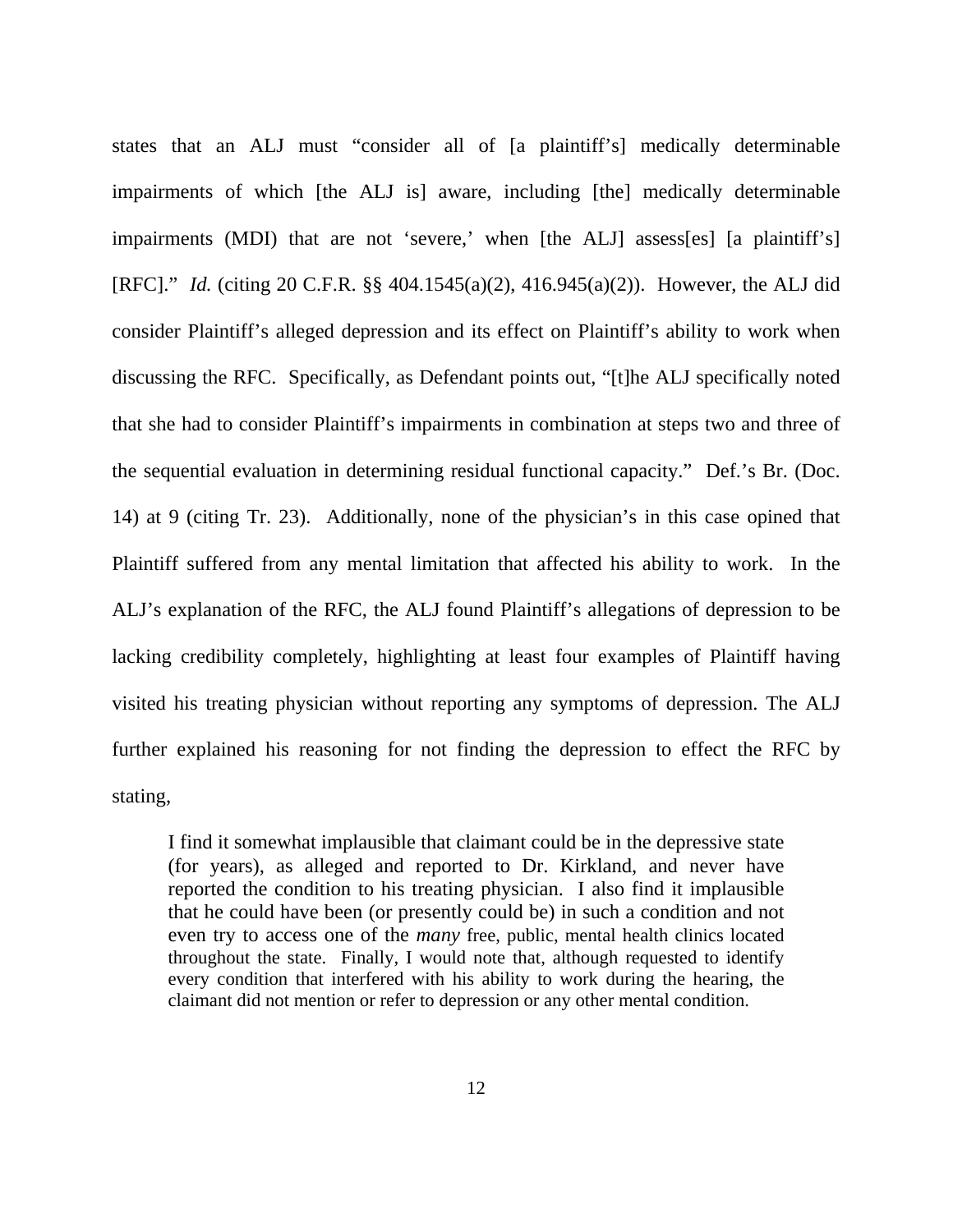states that an ALJ must "consider all of [a plaintiff's] medically determinable impairments of which [the ALJ is] aware, including [the] medically determinable impairments (MDI) that are not 'severe,' when [the ALJ] assess[es] [a plaintiff's] [RFC]." *Id.* (citing 20 C.F.R. §§ 404.1545(a)(2), 416.945(a)(2)). However, the ALJ did consider Plaintiff's alleged depression and its effect on Plaintiff's ability to work when discussing the RFC. Specifically, as Defendant points out, "[t]he ALJ specifically noted that she had to consider Plaintiff's impairments in combination at steps two and three of the sequential evaluation in determining residual functional capacity." Def.'s Br. (Doc. 14) at 9 (citing Tr. 23). Additionally, none of the physician's in this case opined that Plaintiff suffered from any mental limitation that affected his ability to work. In the ALJ's explanation of the RFC, the ALJ found Plaintiff's allegations of depression to be lacking credibility completely, highlighting at least four examples of Plaintiff having visited his treating physician without reporting any symptoms of depression. The ALJ further explained his reasoning for not finding the depression to effect the RFC by stating,

> I find it somewhat implausible that claimant could be in the depressive state (for years), as alleged and reported to Dr. Kirkland, and never have reported the condition to his treating physician. I also find it implausible that he could have been (or presently could be) in such a condition and not even try to access one of the *many* free, public, mental health clinics located throughout the state. Finally, I would note that, although requested to identify every condition that interfered with his ability to work during the hearing, the claimant did not mention or refer to depression or any other mental condition.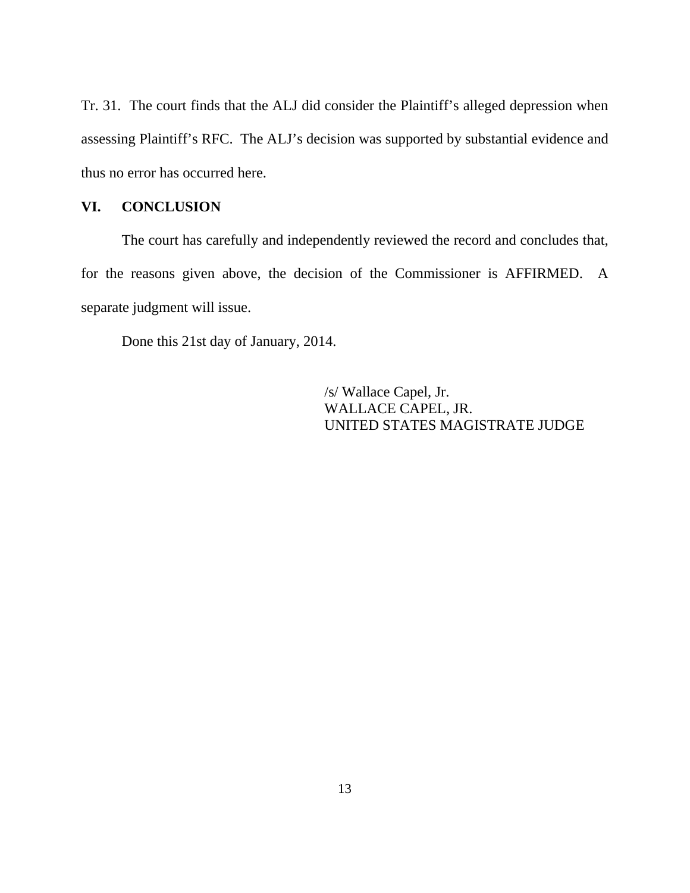Tr. 31. The court finds that the ALJ did consider the Plaintiff's alleged depression when assessing Plaintiff's RFC. The ALJ's decision was supported by substantial evidence and thus no error has occurred here.

## VI. CONCLUSION

The court has carefully and independently reviewed the record and concludes that, for the reasons given above, the decision of the Commissioner is AFFIRMED. A separate judgment will issue.

Done this 21st day of January, 2014.

/s/ Wallace Capel, Jr.
WALLACE CAPEL, JR.
UNITED STATES MAGISTRATE JUDGE